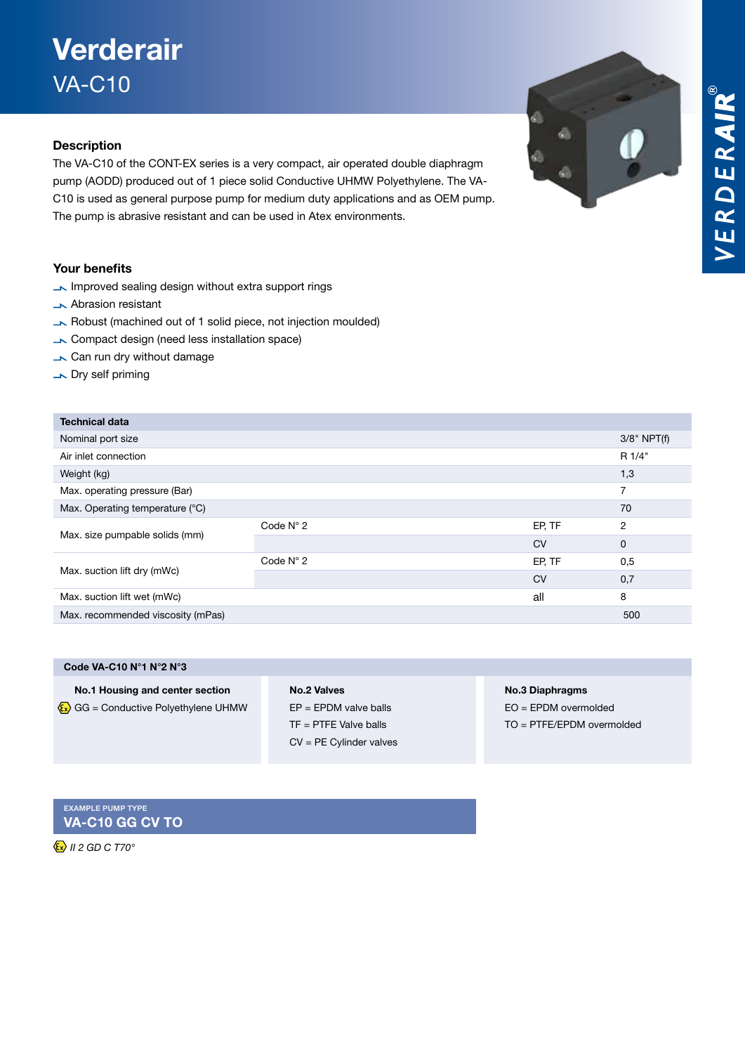# Verderair

## VA-C10

### Description

The VA-C10 of the CONT-EX series is a very compact, air operated double diaphragm pump (AODD) produced out of 1 piece solid Conductive UHMW Polyethylene. The VA-C10 is used as general purpose pump for medium duty applications and as OEM pump. The pump is abrasive resistant and can be used in Atex environments.

### Your benefits

- Improved sealing design without extra support rings
- Abrasion resistant
- Robust (machined out of 1 solid piece, not injection moulded)
- Compact design (need less installation space)
- Can run dry without damage
- Dry self priming

| Technical data | | | |
|---|---|---|---|
| Nominal port size | | | 3/8" NPT(f) |
| Air inlet connection | | | R 1/4" |
| Weight (kg) | | | 1,3 |
| Max. operating pressure (Bar) | | | 7 |
| Max. Operating temperature (°C) | | | 70 |
| Max. size pumpable solids (mm) | Code N° 2 | EP, TF | 2 |
| | | CV | 0 |
| Max. suction lift dry (mWc) | Code N° 2 | EP, TF | 0,5 |
| | | CV | 0,7 |
| Max. suction lift wet (mWc) | | all | 8 |
| Max. recommended viscosity (mPas) | | | 500 |

**Code VA-C10 N°1 N°2 N°3**

| No.1 Housing and center section | No.2 Valves | No.3 Diaphragms |
|---|---|---|
| (Ex) GG = Conductive Polyethylene UHMW | EP = EPDM valve balls | EO = EPDM overmolded |
| | TF = PTFE Valve balls | TO = PTFE/EPDM overmolded |
| | CV = PE Cylinder valves | |

EXAMPLE PUMP TYPE
**VA-C10 GG CV TO**

(Ex) *II 2 GD C T70°*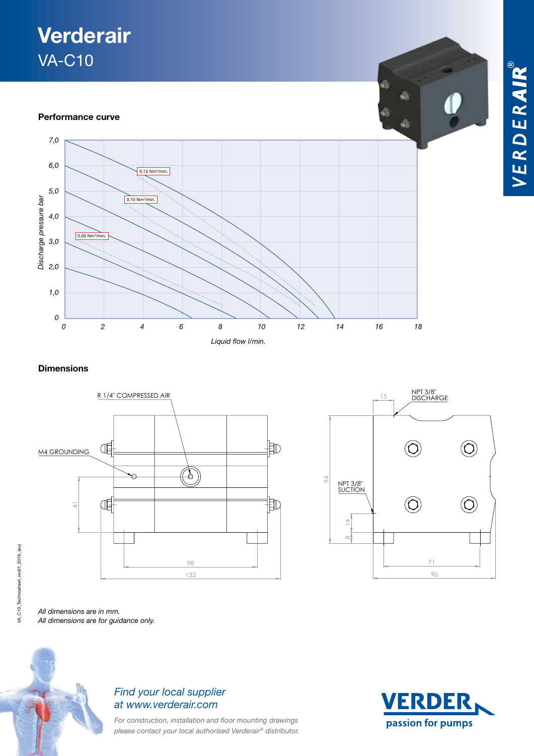# Verderair

VA-C10

VERDERAIR®

## Performance curve

Discharge pressure bar

7,0
6,0
5,0
4,0
3,0
2,0
1,0
0

0
2
4
6
8
10
12
14
16
18

Liquid flow l/min.

0,15 Nm³/min.
0,10 Nm³/min.
0,05 Nm³/min.

## Dimensions

R 1/4" COMPRESSED AIR

M4 GROUNDING

41
98
132

NPT 3/8" DISCHARGE

15

94

NPT 3/8" SUCTION

14
8
71
90

*All dimensions are in mm.*
*All dimensions are for guidance only.*

VA_C10_Technosheet_rev01_2016_(eu)

*Find your local supplier at www.verderair.com*

*For construction, installation and floor mounting drawings please contact your local authorised Verderair® distributor.*

VERDER passion for pumps